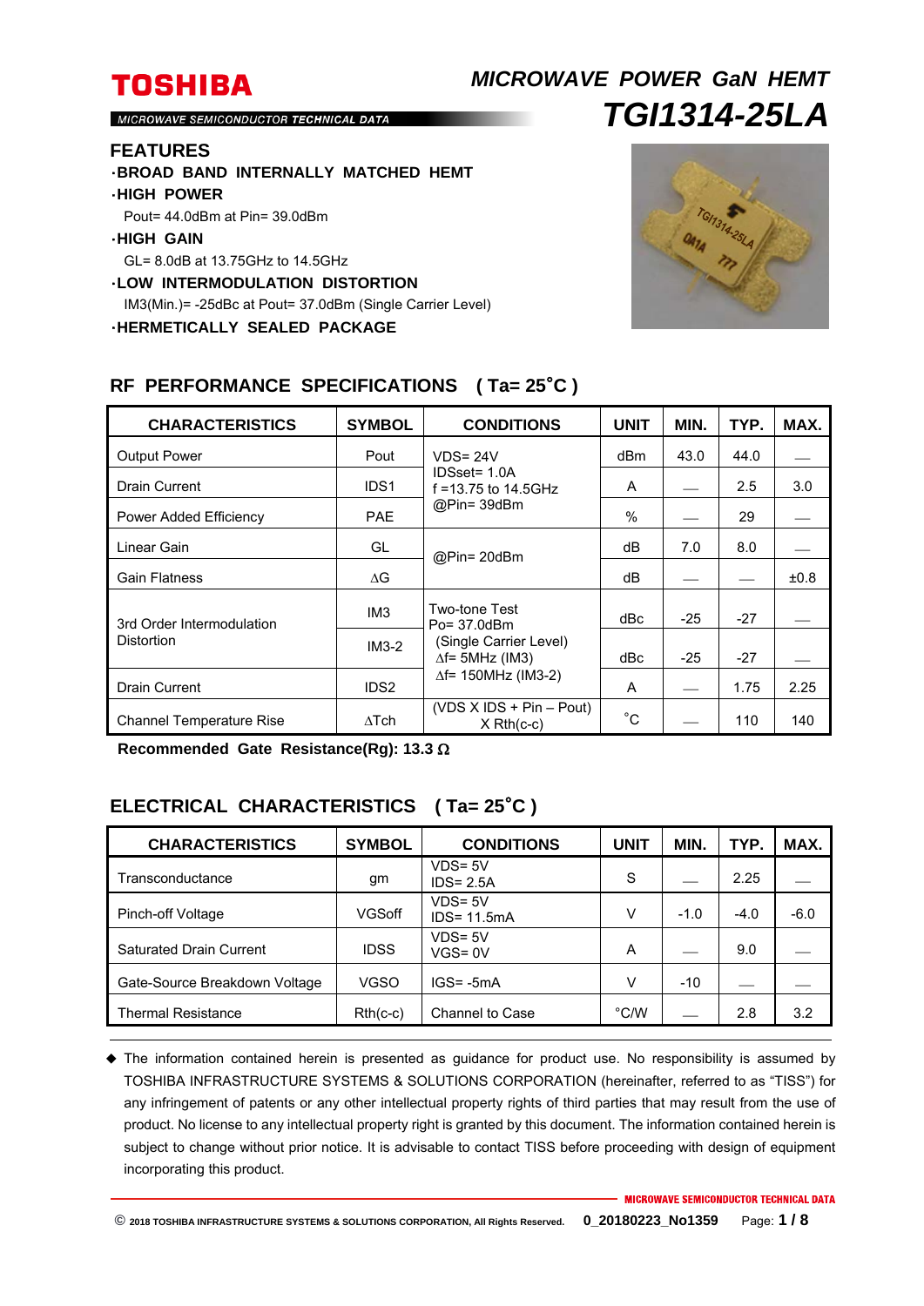# MICROWAVE POWER GaN HEMT

# TGI1314-25LA

MICROWAVE SEMICONDUCTOR TECHNICAL DATA

## FEATURES

- **BROAD BAND INTERNALLY MATCHED HEMT**
- **HIGH POWER**
  Pout= 44.0dBm at Pin= 39.0dBm
- **HIGH GAIN**
  GL= 8.0dB at 13.75GHz to 14.5GHz
- **LOW INTERMODULATION DISTORTION**
  IM3(Min.)= -25dBc at Pout= 37.0dBm (Single Carrier Level)
- **HERMETICALLY SEALED PACKAGE**

## RF PERFORMANCE SPECIFICATIONS ( Ta= 25°C )

| CHARACTERISTICS | SYMBOL | CONDITIONS | UNIT | MIN. | TYP. | MAX. |
|---|---|---|---|---|---|---|
| Output Power | Pout | VDS= 24V IDSset= 1.0A f =13.75 to 14.5GHz @Pin= 39dBm | dBm | 43.0 | 44.0 | — |
| Drain Current | IDS1 | | A | — | 2.5 | 3.0 |
| Power Added Efficiency | PAE | | % | — | 29 | — |
| Linear Gain | GL | @Pin= 20dBm | dB | 7.0 | 8.0 | — |
| Gain Flatness | ΔG | | dB | — | — | ±0.8 |
| 3rd Order Intermodulation Distortion | IM3 | Two-tone Test Po= 37.0dBm (Single Carrier Level) Δf= 5MHz (IM3) Δf= 150MHz (IM3-2) | dBc | -25 | -27 | — |
| | IM3-2 | | dBc | -25 | -27 | — |
| Drain Current | IDS2 | | A | — | 1.75 | 2.25 |
| Channel Temperature Rise | ΔTch | (VDS X IDS + Pin – Pout) X Rth(c-c) | °C | — | 110 | 140 |

**Recommended Gate Resistance(Rg): 13.3 Ω**

## ELECTRICAL CHARACTERISTICS ( Ta= 25°C )

| CHARACTERISTICS | SYMBOL | CONDITIONS | UNIT | MIN. | TYP. | MAX. |
|---|---|---|---|---|---|---|
| Transconductance | gm | VDS= 5V IDS= 2.5A | S | — | 2.25 | — |
| Pinch-off Voltage | VGSoff | VDS= 5V IDS= 11.5mA | V | -1.0 | -4.0 | -6.0 |
| Saturated Drain Current | IDSS | VDS= 5V VGS= 0V | A | — | 9.0 | — |
| Gate-Source Breakdown Voltage | VGSO | IGS= -5mA | V | -10 | — | — |
| Thermal Resistance | Rth(c-c) | Channel to Case | °C/W | — | 2.8 | 3.2 |

◆ The information contained herein is presented as guidance for product use. No responsibility is assumed by TOSHIBA INFRASTRUCTURE SYSTEMS & SOLUTIONS CORPORATION (hereinafter, referred to as "TISS") for any infringement of patents or any other intellectual property rights of third parties that may result from the use of product. No license to any intellectual property right is granted by this document. The information contained herein is subject to change without prior notice. It is advisable to contact TISS before proceeding with design of equipment incorporating this product.

© 2018 TOSHIBA INFRASTRUCTURE SYSTEMS & SOLUTIONS CORPORATION, All Rights Reserved. 0_20180223_No1359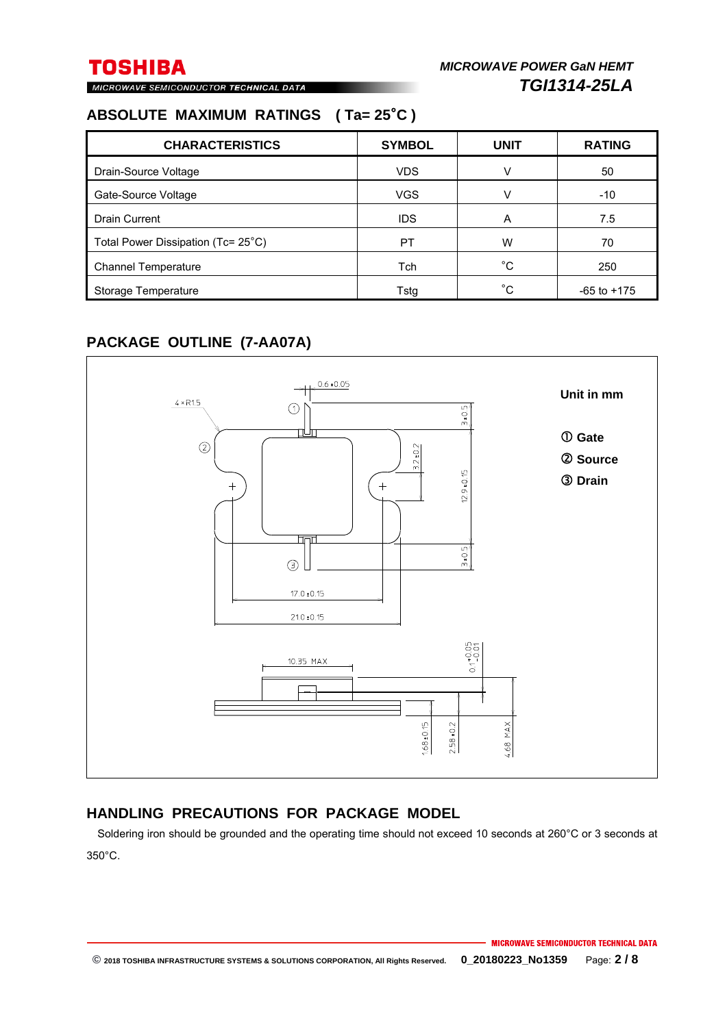## ABSOLUTE MAXIMUM RATINGS ( Ta= 25˚C )

| CHARACTERISTICS | SYMBOL | UNIT | RATING |
|---|---|---|---|
| Drain-Source Voltage | VDS | V | 50 |
| Gate-Source Voltage | VGS | V | -10 |
| Drain Current | IDS | A | 7.5 |
| Total Power Dissipation (Tc= 25˚C) | PT | W | 70 |
| Channel Temperature | Tch | ˚C | 250 |
| Storage Temperature | Tstg | ˚C | -65 to +175 |

## PACKAGE OUTLINE (7-AA07A)

Unit in mm

① Gate
② Source
③ Drain

## HANDLING PRECAUTIONS FOR PACKAGE MODEL

Soldering iron should be grounded and the operating time should not exceed 10 seconds at 260°C or 3 seconds at 350°C.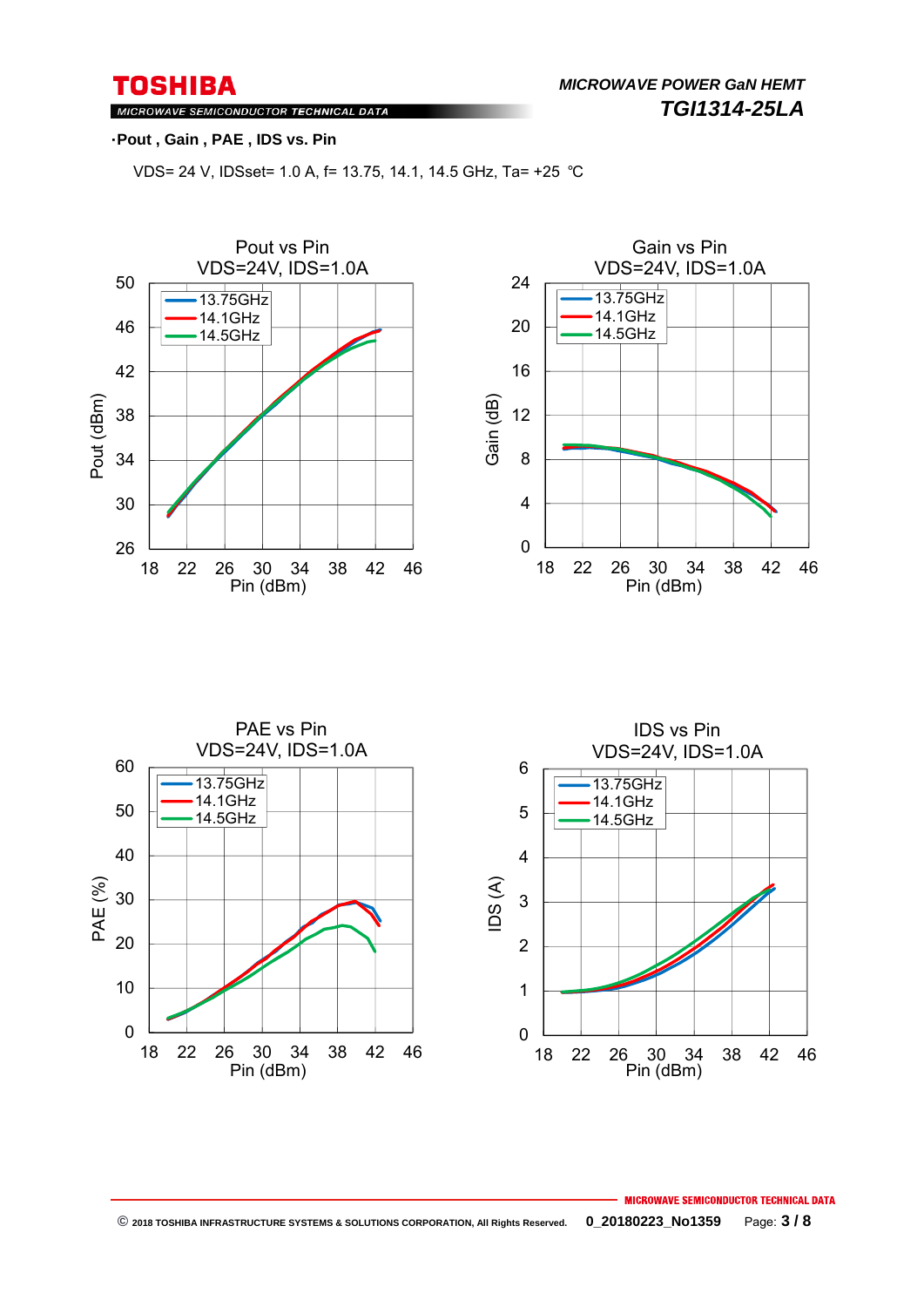·**Pout , Gain , PAE , IDS vs. Pin**

VDS= 24 V, IDSset= 1.0 A, f= 13.75, 14.1, 14.5 GHz, Ta= +25 ℃

Pout vs Pin
VDS=24V, IDS=1.0A

Gain vs Pin
VDS=24V, IDS=1.0A

PAE vs Pin
VDS=24V, IDS=1.0A

IDS vs Pin
VDS=24V, IDS=1.0A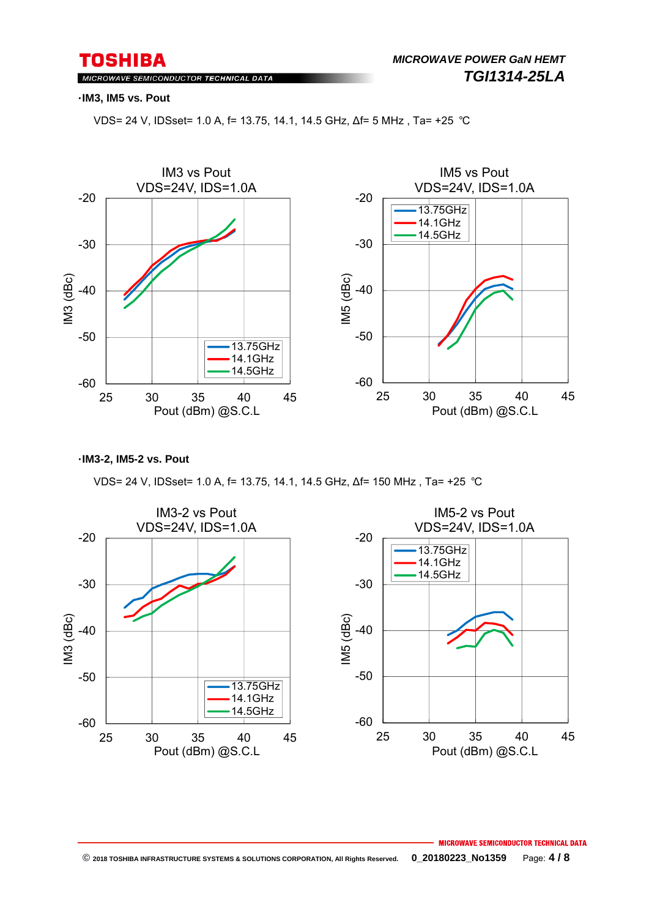·IM3, IM5 vs. Pout

VDS= 24 V, IDSset= 1.0 A, f= 13.75, 14.1, 14.5 GHz, Δf= 5 MHz , Ta= +25 ℃

IM3 vs Pout
VDS=24V, IDS=1.0A

IM5 vs Pout
VDS=24V, IDS=1.0A

·IM3-2, IM5-2 vs. Pout

VDS= 24 V, IDSset= 1.0 A, f= 13.75, 14.1, 14.5 GHz, Δf= 150 MHz , Ta= +25 ℃

IM3-2 vs Pout
VDS=24V, IDS=1.0A

IM5-2 vs Pout
VDS=24V, IDS=1.0A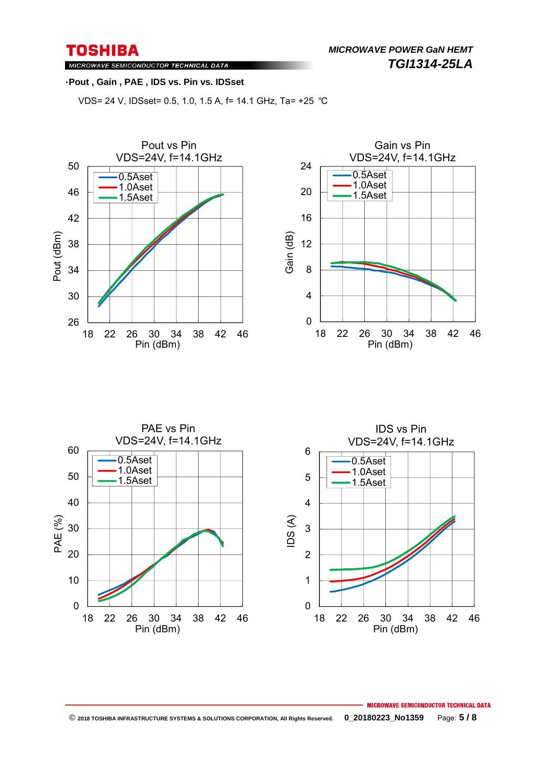·**Pout , Gain , PAE , IDS vs. Pin vs. IDSset**

VDS= 24 V, IDSset= 0.5, 1.0, 1.5 A, f= 14.1 GHz, Ta= +25 ℃

Pout vs Pin
VDS=24V, f=14.1GHz

Gain vs Pin
VDS=24V, f=14.1GHz

PAE vs Pin
VDS=24V, f=14.1GHz

IDS vs Pin
VDS=24V, f=14.1GHz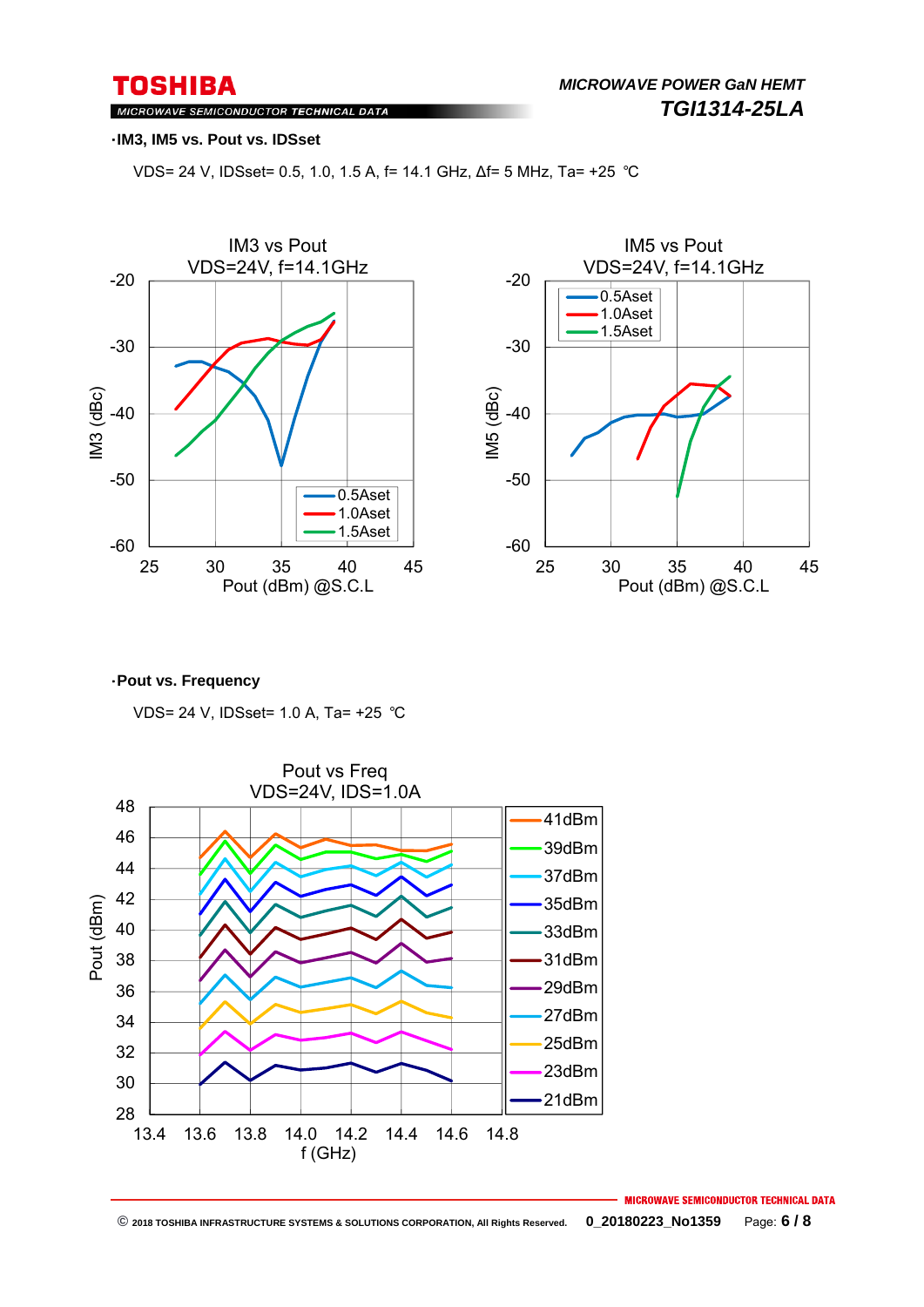·**IM3, IM5 vs. Pout vs. IDSset**

VDS= 24 V, IDSset= 0.5, 1.0, 1.5 A, f= 14.1 GHz, Δf= 5 MHz, Ta= +25 ℃

IM3 vs Pout
VDS=24V, f=14.1GHz

IM5 vs Pout
VDS=24V, f=14.1GHz

·**Pout vs. Frequency**

VDS= 24 V, IDSset= 1.0 A, Ta= +25 ℃

Pout vs Freq
VDS=24V, IDS=1.0A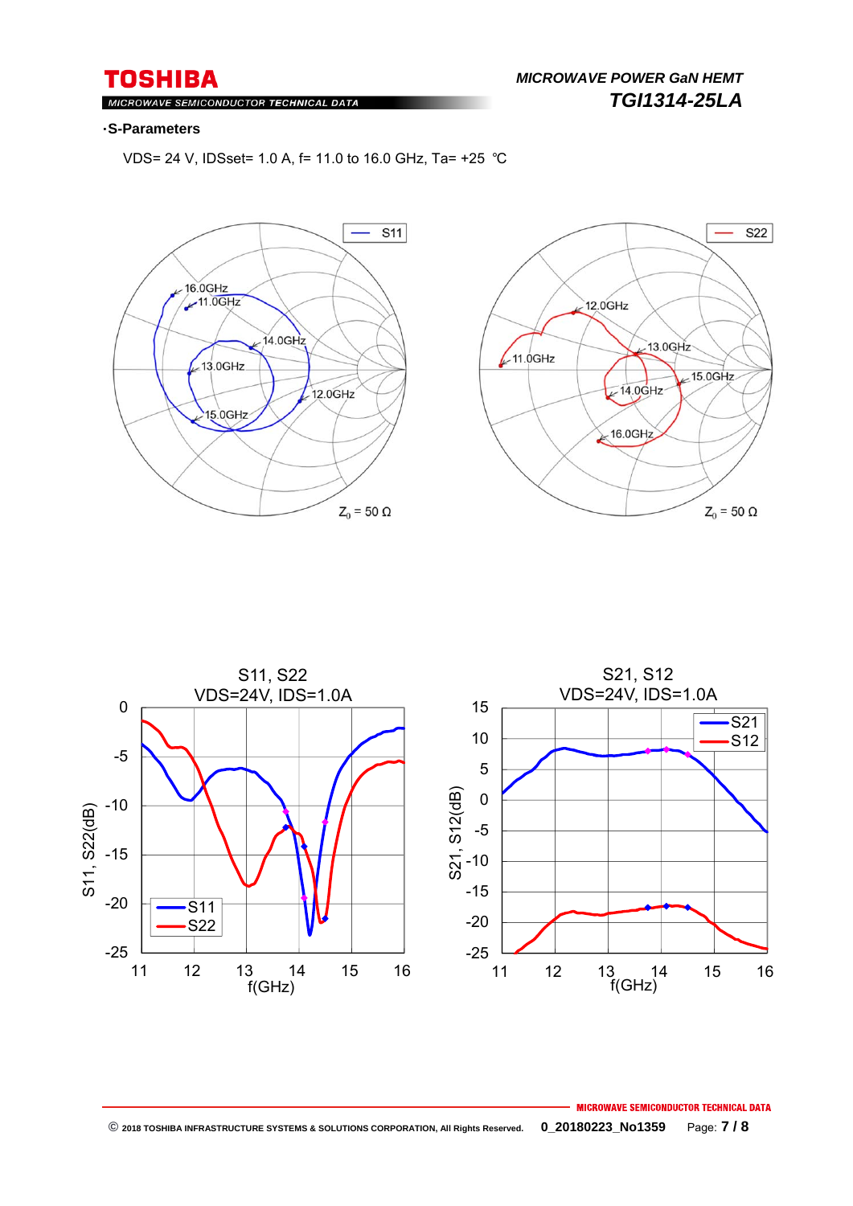·S-Parameters

VDS= 24 V, IDSset= 1.0 A, f= 11.0 to 16.0 GHz, Ta= +25 ℃

S11

16.0GHz
11.0GHz
14.0GHz
13.0GHz
12.0GHz
15.0GHz

$Z_0$ = 50 Ω

S22

12.0GHz
11.0GHz
13.0GHz
15.0GHz
14.0GHz
16.0GHz

$Z_0$ = 50 Ω

S11, S22
VDS=24V, IDS=1.0A

S11, S22(dB)

f(GHz)

S21, S12
VDS=24V, IDS=1.0A

S21, S12(dB)

f(GHz)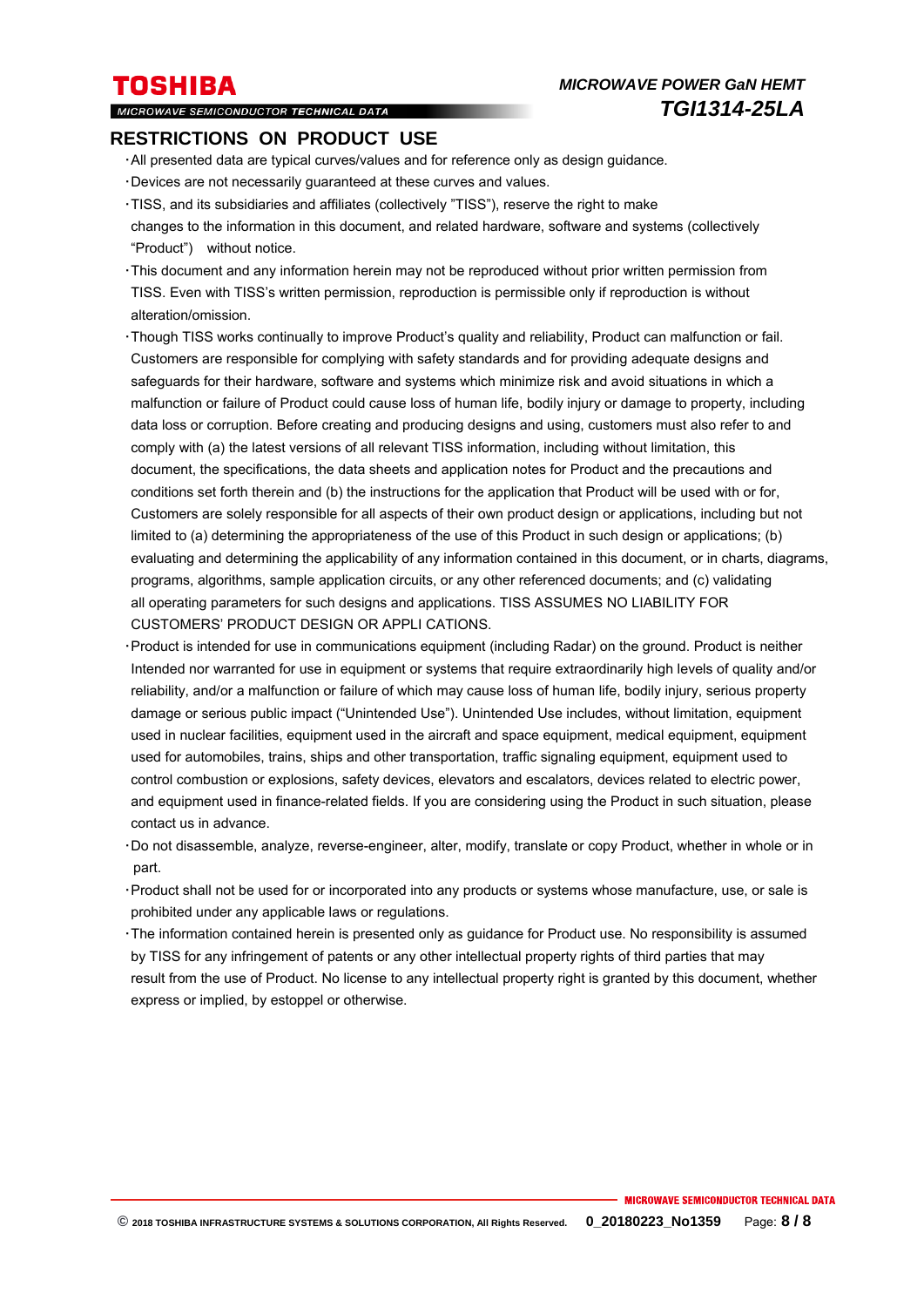## RESTRICTIONS ON PRODUCT USE

- All presented data are typical curves/values and for reference only as design guidance.
- Devices are not necessarily guaranteed at these curves and values.
- TISS, and its subsidiaries and affiliates (collectively "TISS"), reserve the right to make changes to the information in this document, and related hardware, software and systems (collectively "Product") without notice.
- This document and any information herein may not be reproduced without prior written permission from TISS. Even with TISS's written permission, reproduction is permissible only if reproduction is without alteration/omission.
- Though TISS works continually to improve Product's quality and reliability, Product can malfunction or fail. Customers are responsible for complying with safety standards and for providing adequate designs and safeguards for their hardware, software and systems which minimize risk and avoid situations in which a malfunction or failure of Product could cause loss of human life, bodily injury or damage to property, including data loss or corruption. Before creating and producing designs and using, customers must also refer to and comply with (a) the latest versions of all relevant TISS information, including without limitation, this document, the specifications, the data sheets and application notes for Product and the precautions and conditions set forth therein and (b) the instructions for the application that Product will be used with or for, Customers are solely responsible for all aspects of their own product design or applications, including but not limited to (a) determining the appropriateness of the use of this Product in such design or applications; (b) evaluating and determining the applicability of any information contained in this document, or in charts, diagrams, programs, algorithms, sample application circuits, or any other referenced documents; and (c) validating all operating parameters for such designs and applications. TISS ASSUMES NO LIABILITY FOR CUSTOMERS' PRODUCT DESIGN OR APPLI CATIONS.
- Product is intended for use in communications equipment (including Radar) on the ground. Product is neither Intended nor warranted for use in equipment or systems that require extraordinarily high levels of quality and/or reliability, and/or a malfunction or failure of which may cause loss of human life, bodily injury, serious property damage or serious public impact ("Unintended Use"). Unintended Use includes, without limitation, equipment used in nuclear facilities, equipment used in the aircraft and space equipment, medical equipment, equipment used for automobiles, trains, ships and other transportation, traffic signaling equipment, equipment used to control combustion or explosions, safety devices, elevators and escalators, devices related to electric power, and equipment used in finance-related fields. If you are considering using the Product in such situation, please contact us in advance.
- Do not disassemble, analyze, reverse-engineer, alter, modify, translate or copy Product, whether in whole or in part.
- Product shall not be used for or incorporated into any products or systems whose manufacture, use, or sale is prohibited under any applicable laws or regulations.
- The information contained herein is presented only as guidance for Product use. No responsibility is assumed by TISS for any infringement of patents or any other intellectual property rights of third parties that may result from the use of Product. No license to any intellectual property right is granted by this document, whether express or implied, by estoppel or otherwise.